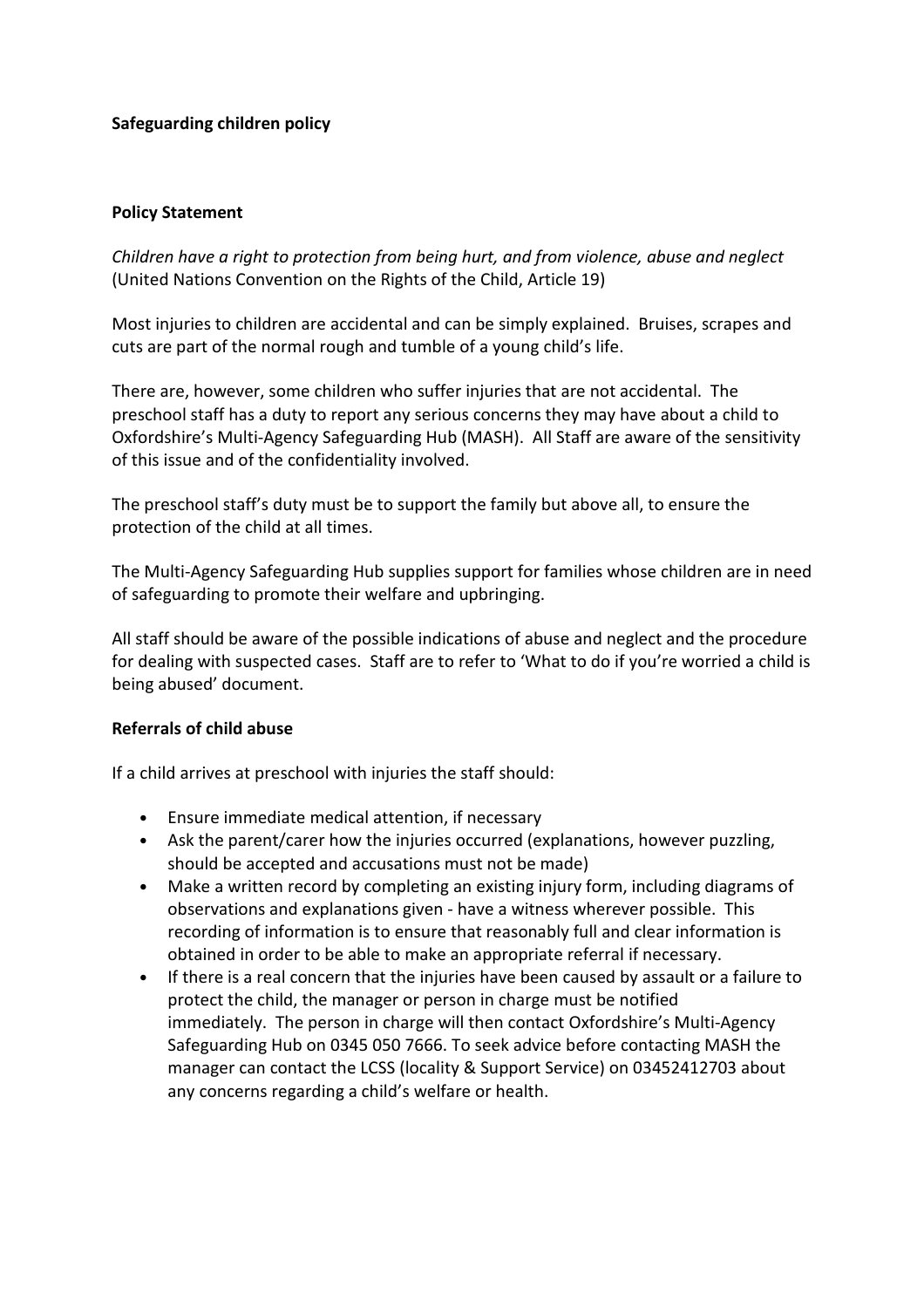**Safeguarding children policy**

**Policy Statement**

*Children have a right to protection from being hurt, and from violence, abuse and neglect* (United Nations Convention on the Rights of the Child, Article 19)

Most injuries to children are accidental and can be simply explained. Bruises, scrapes and cuts are part of the normal rough and tumble of a young child's life.

There are, however, some children who suffer injuries that are not accidental. The preschool staff has a duty to report any serious concerns they may have about a child to Oxfordshire's Multi-Agency Safeguarding Hub (MASH). All Staff are aware of the sensitivity of this issue and of the confidentiality involved.

The preschool staff's duty must be to support the family but above all, to ensure the protection of the child at all times.

The Multi-Agency Safeguarding Hub supplies support for families whose children are in need of safeguarding to promote their welfare and upbringing.

All staff should be aware of the possible indications of abuse and neglect and the procedure for dealing with suspected cases. Staff are to refer to 'What to do if you're worried a child is being abused' document.

**Referrals of child abuse**

If a child arrives at preschool with injuries the staff should:

- Ensure immediate medical attention, if necessary
- Ask the parent/carer how the injuries occurred (explanations, however puzzling, should be accepted and accusations must not be made)
- Make a written record by completing an existing injury form, including diagrams of observations and explanations given - have a witness wherever possible. This recording of information is to ensure that reasonably full and clear information is obtained in order to be able to make an appropriate referral if necessary.
- If there is a real concern that the injuries have been caused by assault or a failure to protect the child, the manager or person in charge must be notified immediately. The person in charge will then contact Oxfordshire's Multi-Agency Safeguarding Hub on 0345 050 7666. To seek advice before contacting MASH the manager can contact the LCSS (locality & Support Service) on 03452412703 about any concerns regarding a child's welfare or health.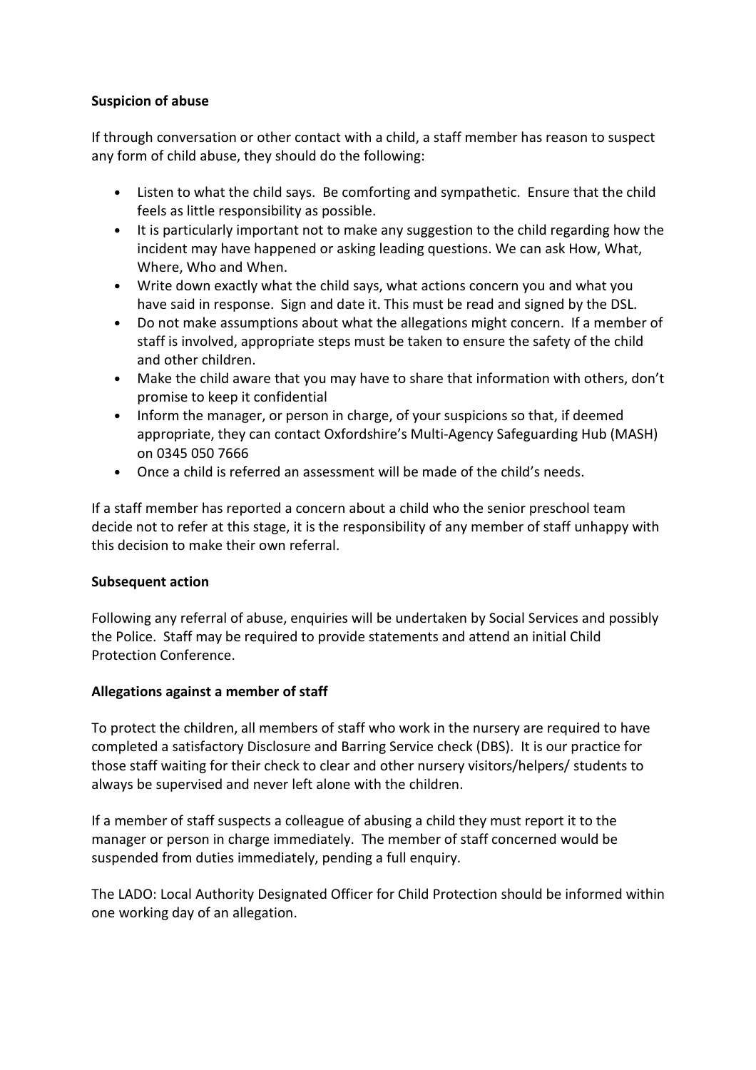**Suspicion of abuse**

If through conversation or other contact with a child, a staff member has reason to suspect any form of child abuse, they should do the following:

- Listen to what the child says. Be comforting and sympathetic. Ensure that the child feels as little responsibility as possible.
- It is particularly important not to make any suggestion to the child regarding how the incident may have happened or asking leading questions. We can ask How, What, Where, Who and When.
- Write down exactly what the child says, what actions concern you and what you have said in response. Sign and date it. This must be read and signed by the DSL.
- Do not make assumptions about what the allegations might concern. If a member of staff is involved, appropriate steps must be taken to ensure the safety of the child and other children.
- Make the child aware that you may have to share that information with others, don't promise to keep it confidential
- Inform the manager, or person in charge, of your suspicions so that, if deemed appropriate, they can contact Oxfordshire's Multi-Agency Safeguarding Hub (MASH) on 0345 050 7666
- Once a child is referred an assessment will be made of the child's needs.

If a staff member has reported a concern about a child who the senior preschool team decide not to refer at this stage, it is the responsibility of any member of staff unhappy with this decision to make their own referral.

**Subsequent action**

Following any referral of abuse, enquiries will be undertaken by Social Services and possibly the Police. Staff may be required to provide statements and attend an initial Child Protection Conference.

**Allegations against a member of staff**

To protect the children, all members of staff who work in the nursery are required to have completed a satisfactory Disclosure and Barring Service check (DBS). It is our practice for those staff waiting for their check to clear and other nursery visitors/helpers/ students to always be supervised and never left alone with the children.

If a member of staff suspects a colleague of abusing a child they must report it to the manager or person in charge immediately. The member of staff concerned would be suspended from duties immediately, pending a full enquiry.

The LADO: Local Authority Designated Officer for Child Protection should be informed within one working day of an allegation.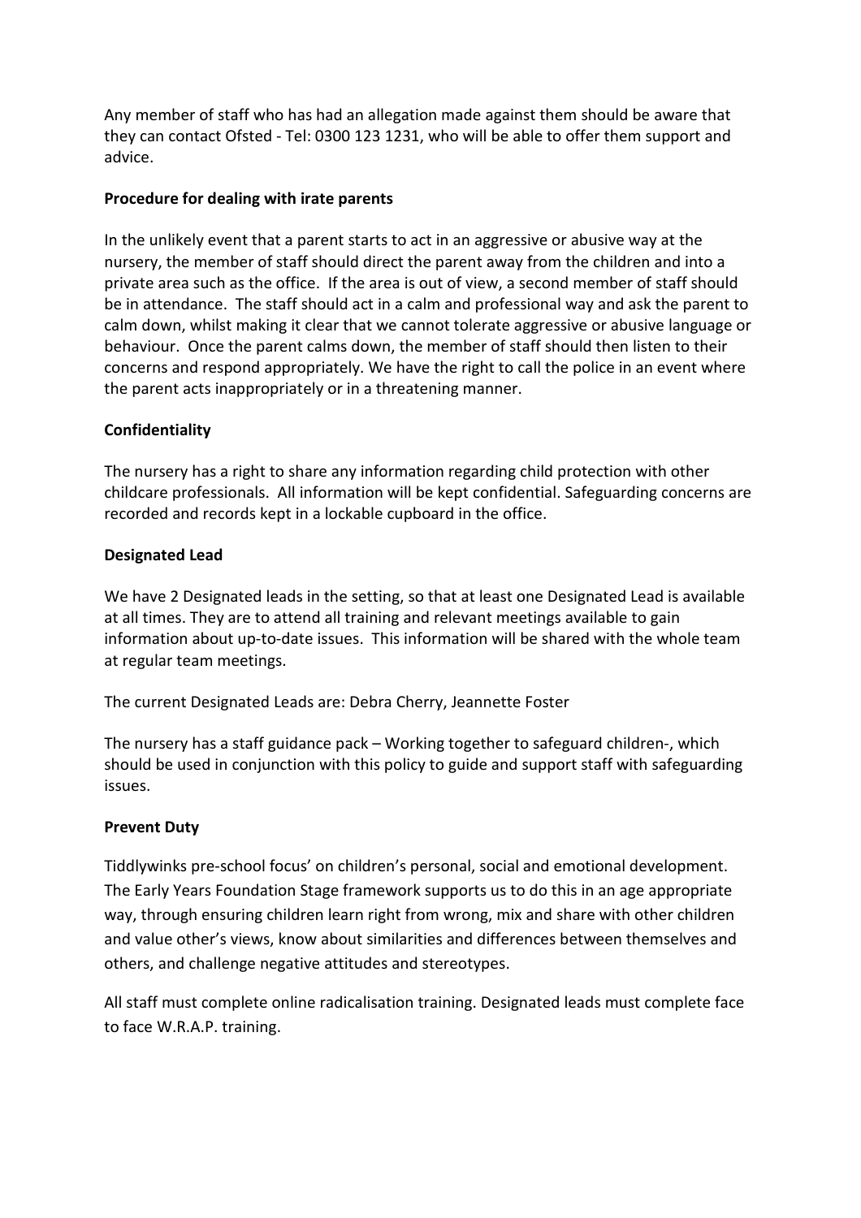Any member of staff who has had an allegation made against them should be aware that they can contact Ofsted - Tel: 0300 123 1231, who will be able to offer them support and advice.

**Procedure for dealing with irate parents**

In the unlikely event that a parent starts to act in an aggressive or abusive way at the nursery, the member of staff should direct the parent away from the children and into a private area such as the office. If the area is out of view, a second member of staff should be in attendance. The staff should act in a calm and professional way and ask the parent to calm down, whilst making it clear that we cannot tolerate aggressive or abusive language or behaviour. Once the parent calms down, the member of staff should then listen to their concerns and respond appropriately. We have the right to call the police in an event where the parent acts inappropriately or in a threatening manner.

**Confidentiality**

The nursery has a right to share any information regarding child protection with other childcare professionals. All information will be kept confidential. Safeguarding concerns are recorded and records kept in a lockable cupboard in the office.

**Designated Lead**

We have 2 Designated leads in the setting, so that at least one Designated Lead is available at all times. They are to attend all training and relevant meetings available to gain information about up-to-date issues. This information will be shared with the whole team at regular team meetings.

The current Designated Leads are: Debra Cherry, Jeannette Foster

The nursery has a staff guidance pack – Working together to safeguard children-, which should be used in conjunction with this policy to guide and support staff with safeguarding issues.

**Prevent Duty**

Tiddlywinks pre-school focus' on children's personal, social and emotional development. The Early Years Foundation Stage framework supports us to do this in an age appropriate way, through ensuring children learn right from wrong, mix and share with other children and value other's views, know about similarities and differences between themselves and others, and challenge negative attitudes and stereotypes.

All staff must complete online radicalisation training. Designated leads must complete face to face W.R.A.P. training.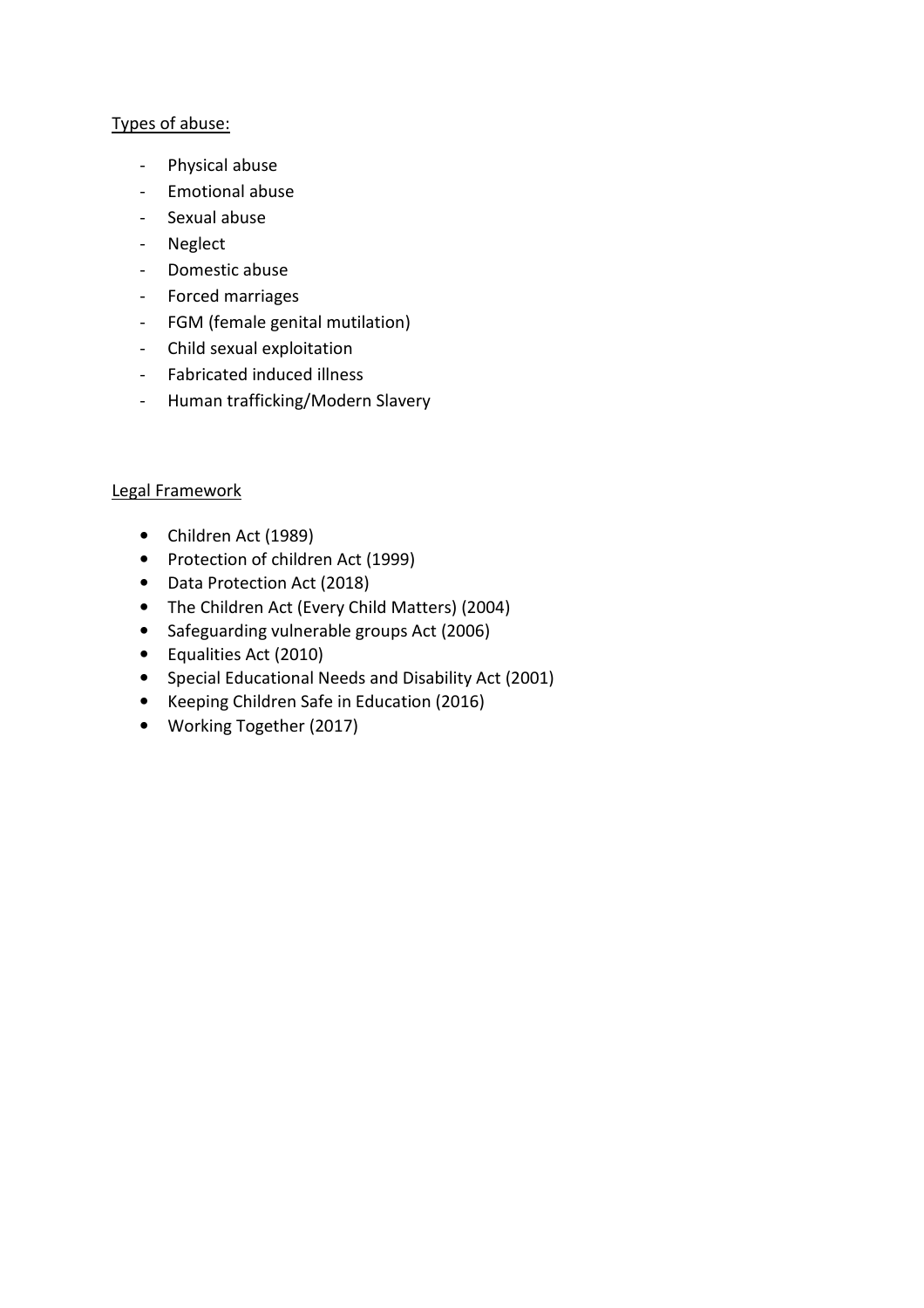Types of abuse:

- Physical abuse
- Emotional abuse
- Sexual abuse
- Neglect
- Domestic abuse
- Forced marriages
- FGM (female genital mutilation)
- Child sexual exploitation
- Fabricated induced illness
- Human trafficking/Modern Slavery

Legal Framework

- Children Act (1989)
- Protection of children Act (1999)
- Data Protection Act (2018)
- The Children Act (Every Child Matters) (2004)
- Safeguarding vulnerable groups Act (2006)
- Equalities Act (2010)
- Special Educational Needs and Disability Act (2001)
- Keeping Children Safe in Education (2016)
- Working Together (2017)